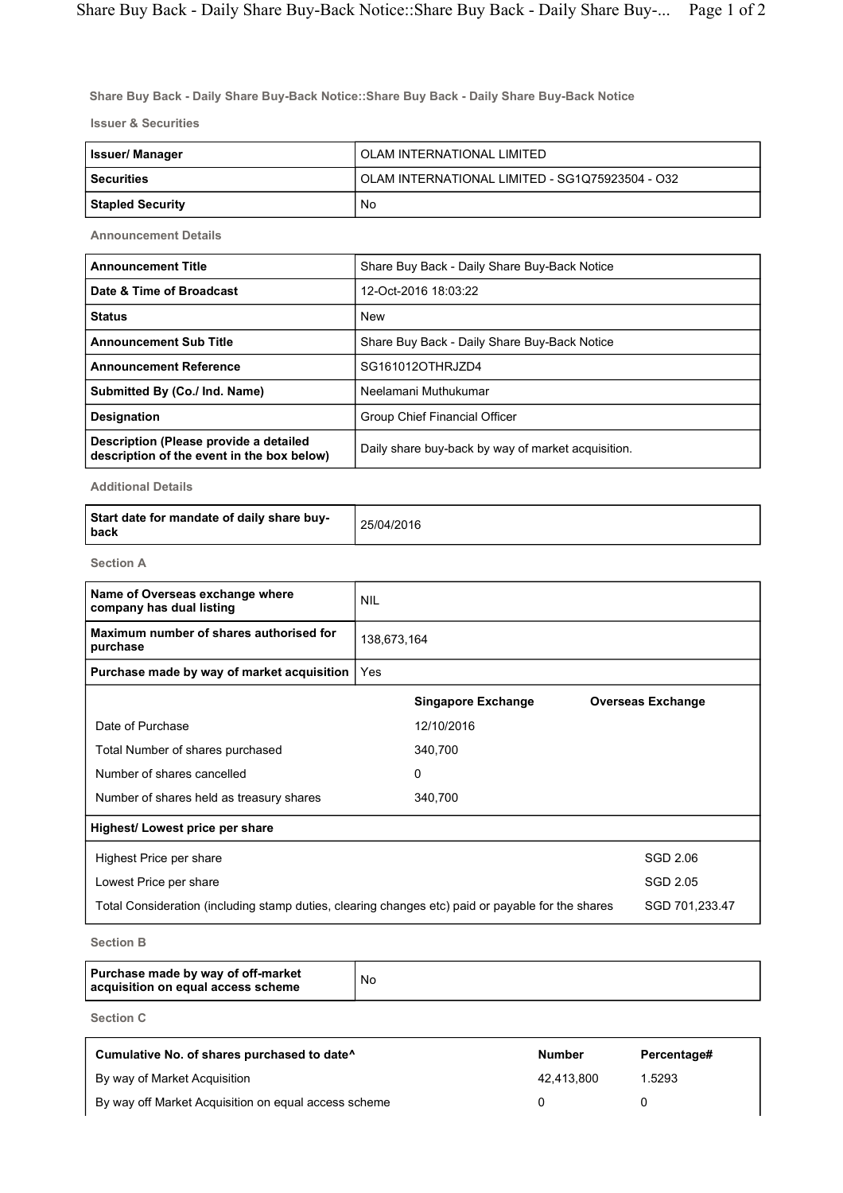# Share Buy Back - Daily Share Buy-Back Notice::Share Buy Back - Daily Share Buy-Back Notice

## Issuer & Securities

| | |
|---|---|
| **Issuer/ Manager** | OLAM INTERNATIONAL LIMITED |
| **Securities** | OLAM INTERNATIONAL LIMITED - SG1Q75923504 - O32 |
| **Stapled Security** | No |

## Announcement Details

| | |
|---|---|
| **Announcement Title** | Share Buy Back - Daily Share Buy-Back Notice |
| **Date & Time of Broadcast** | 12-Oct-2016 18:03:22 |
| **Status** | New |
| **Announcement Sub Title** | Share Buy Back - Daily Share Buy-Back Notice |
| **Announcement Reference** | SG161012OTHRJZD4 |
| **Submitted By (Co./ Ind. Name)** | Neelamani Muthukumar |
| **Designation** | Group Chief Financial Officer |
| **Description (Please provide a detailed description of the event in the box below)** | Daily share buy-back by way of market acquisition. |

## Additional Details

| | |
|---|---|
| **Start date for mandate of daily share buy-back** | 25/04/2016 |

## Section A

| | |
|---|---|
| **Name of Overseas exchange where company has dual listing** | NIL |
| **Maximum number of shares authorised for purchase** | 138,673,164 |
| **Purchase made by way of market acquisition** | Yes |

| | Singapore Exchange | Overseas Exchange |
|---|---|---|
| Date of Purchase | 12/10/2016 | |
| Total Number of shares purchased | 340,700 | |
| Number of shares cancelled | 0 | |
| Number of shares held as treasury shares | 340,700 | |

| **Highest/ Lowest price per share** | |
|---|---|
| Highest Price per share | SGD 2.06 |
| Lowest Price per share | SGD 2.05 |
| Total Consideration (including stamp duties, clearing changes etc) paid or payable for the shares | SGD 701,233.47 |

## Section B

| | |
|---|---|
| **Purchase made by way of off-market acquisition on equal access scheme** | No |

## Section C

| Cumulative No. of shares purchased to date^ | Number | Percentage# |
|---|---|---|
| By way of Market Acquisition | 42,413,800 | 1.5293 |
| By way off Market Acquisition on equal access scheme | 0 | 0 |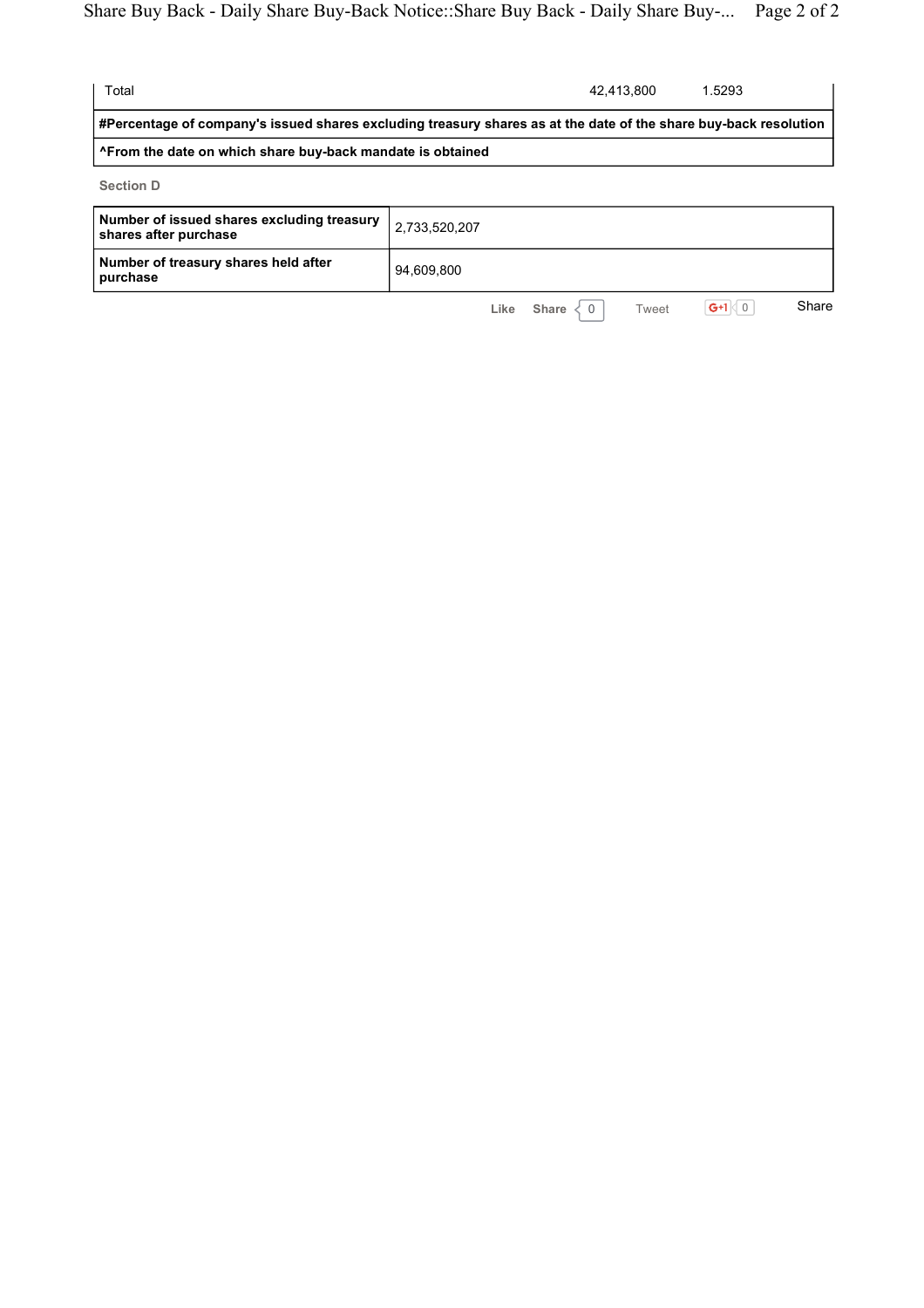| | | | |
|---|---|---|---|
| Total | | 42,413,800 | 1.5293 |
| #Percentage of company's issued shares excluding treasury shares as at the date of the share buy-back resolution | | | |
| ^From the date on which share buy-back mandate is obtained | | | |

**Section D**

| | |
|---|---|
| **Number of issued shares excluding treasury shares after purchase** | 2,733,520,207 |
| **Number of treasury shares held after purchase** | 94,609,800 |

Like Share 0 Tweet G+1 0 Share